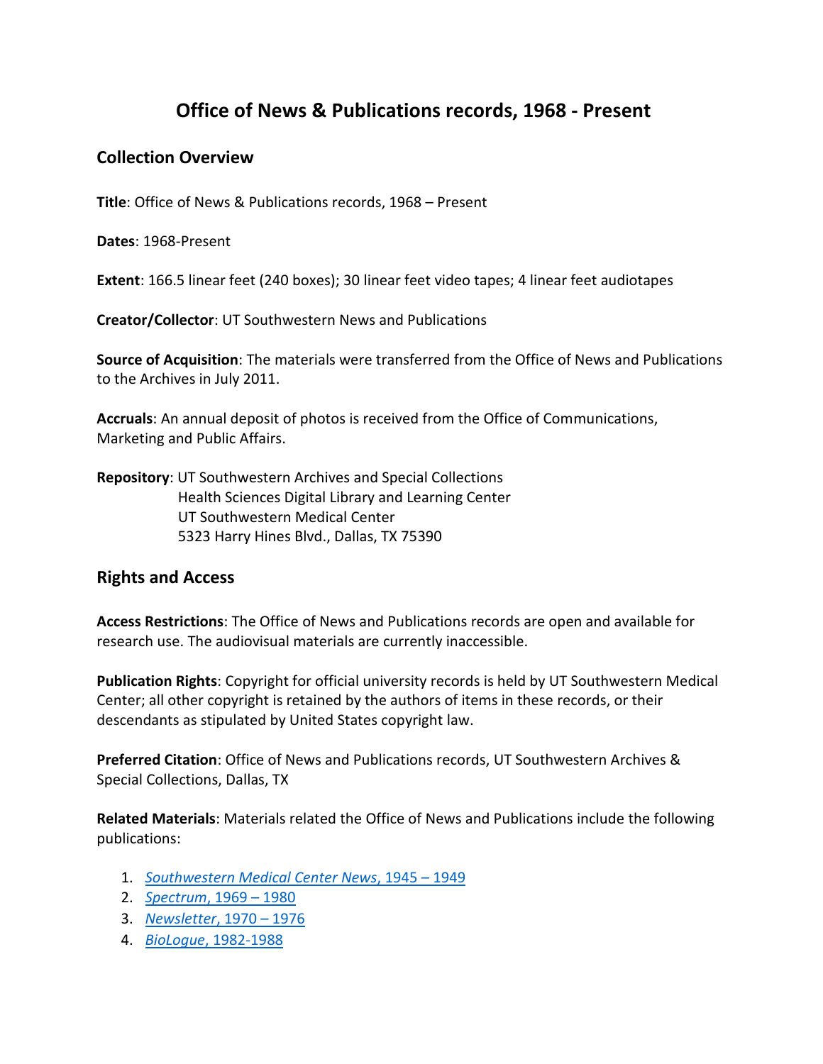# Office of News & Publications records, 1968 - Present

## Collection Overview

**Title**: Office of News & Publications records, 1968 – Present

**Dates**: 1968-Present

**Extent**: 166.5 linear feet (240 boxes); 30 linear feet video tapes; 4 linear feet audiotapes

**Creator/Collector**: UT Southwestern News and Publications

**Source of Acquisition**: The materials were transferred from the Office of News and Publications to the Archives in July 2011.

**Accruals**: An annual deposit of photos is received from the Office of Communications, Marketing and Public Affairs.

**Repository**: UT Southwestern Archives and Special Collections
Health Sciences Digital Library and Learning Center
UT Southwestern Medical Center
5323 Harry Hines Blvd., Dallas, TX 75390

## Rights and Access

**Access Restrictions**: The Office of News and Publications records are open and available for research use. The audiovisual materials are currently inaccessible.

**Publication Rights**: Copyright for official university records is held by UT Southwestern Medical Center; all other copyright is retained by the authors of items in these records, or their descendants as stipulated by United States copyright law.

**Preferred Citation**: Office of News and Publications records, UT Southwestern Archives & Special Collections, Dallas, TX

**Related Materials**: Materials related the Office of News and Publications include the following publications:

1. *Southwestern Medical Center News*, 1945 – 1949
2. *Spectrum*, 1969 – 1980
3. *Newsletter*, 1970 – 1976
4. *BioLogue*, 1982-1988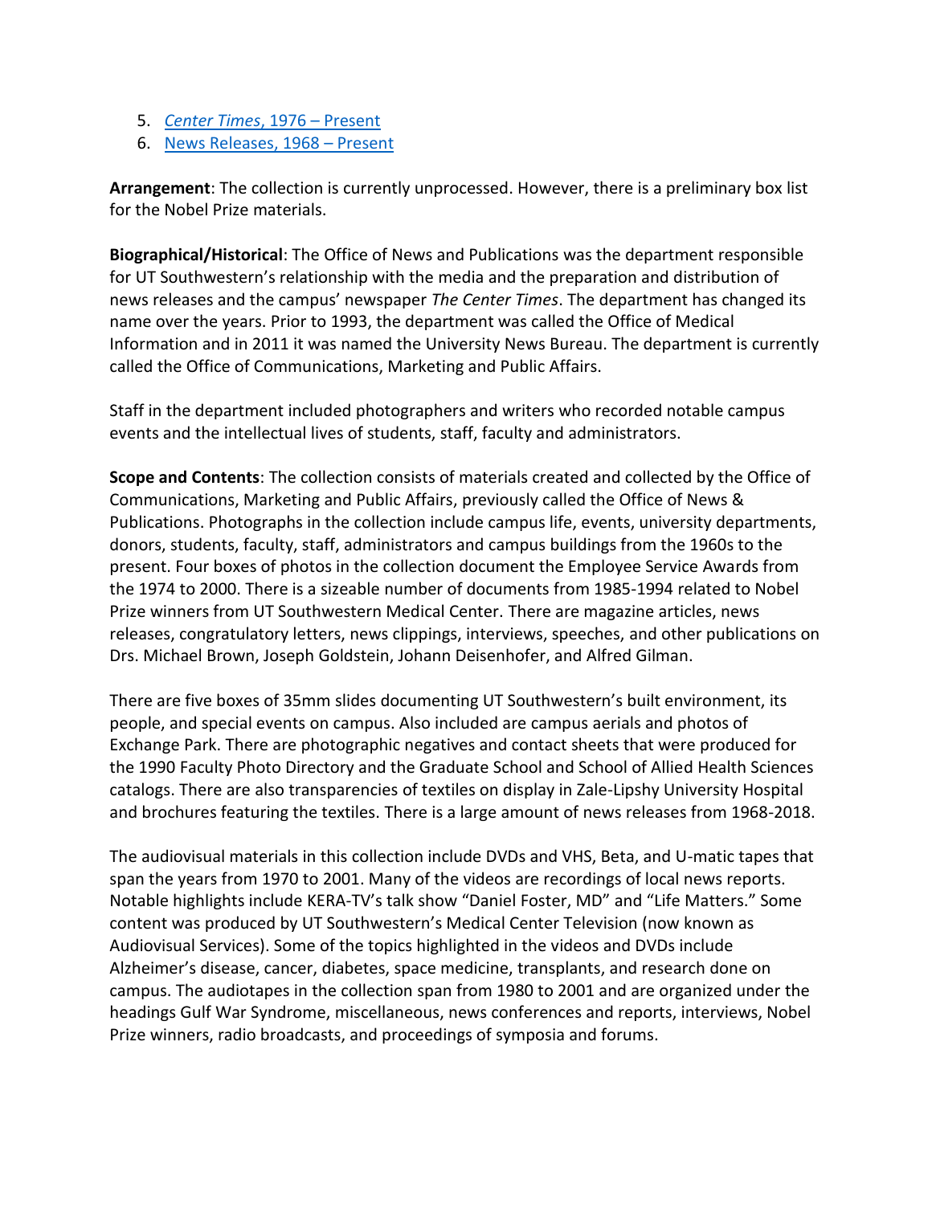5. [*Center Times*, 1976 – Present]()
6. [News Releases, 1968 – Present]()

**Arrangement**: The collection is currently unprocessed. However, there is a preliminary box list for the Nobel Prize materials.

**Biographical/Historical**: The Office of News and Publications was the department responsible for UT Southwestern's relationship with the media and the preparation and distribution of news releases and the campus' newspaper *The Center Times*. The department has changed its name over the years. Prior to 1993, the department was called the Office of Medical Information and in 2011 it was named the University News Bureau. The department is currently called the Office of Communications, Marketing and Public Affairs.

Staff in the department included photographers and writers who recorded notable campus events and the intellectual lives of students, staff, faculty and administrators.

**Scope and Contents**: The collection consists of materials created and collected by the Office of Communications, Marketing and Public Affairs, previously called the Office of News & Publications. Photographs in the collection include campus life, events, university departments, donors, students, faculty, staff, administrators and campus buildings from the 1960s to the present. Four boxes of photos in the collection document the Employee Service Awards from the 1974 to 2000. There is a sizeable number of documents from 1985-1994 related to Nobel Prize winners from UT Southwestern Medical Center. There are magazine articles, news releases, congratulatory letters, news clippings, interviews, speeches, and other publications on Drs. Michael Brown, Joseph Goldstein, Johann Deisenhofer, and Alfred Gilman.

There are five boxes of 35mm slides documenting UT Southwestern's built environment, its people, and special events on campus. Also included are campus aerials and photos of Exchange Park. There are photographic negatives and contact sheets that were produced for the 1990 Faculty Photo Directory and the Graduate School and School of Allied Health Sciences catalogs. There are also transparencies of textiles on display in Zale-Lipshy University Hospital and brochures featuring the textiles. There is a large amount of news releases from 1968-2018.

The audiovisual materials in this collection include DVDs and VHS, Beta, and U-matic tapes that span the years from 1970 to 2001. Many of the videos are recordings of local news reports. Notable highlights include KERA-TV's talk show "Daniel Foster, MD" and "Life Matters." Some content was produced by UT Southwestern's Medical Center Television (now known as Audiovisual Services). Some of the topics highlighted in the videos and DVDs include Alzheimer's disease, cancer, diabetes, space medicine, transplants, and research done on campus. The audiotapes in the collection span from 1980 to 2001 and are organized under the headings Gulf War Syndrome, miscellaneous, news conferences and reports, interviews, Nobel Prize winners, radio broadcasts, and proceedings of symposia and forums.